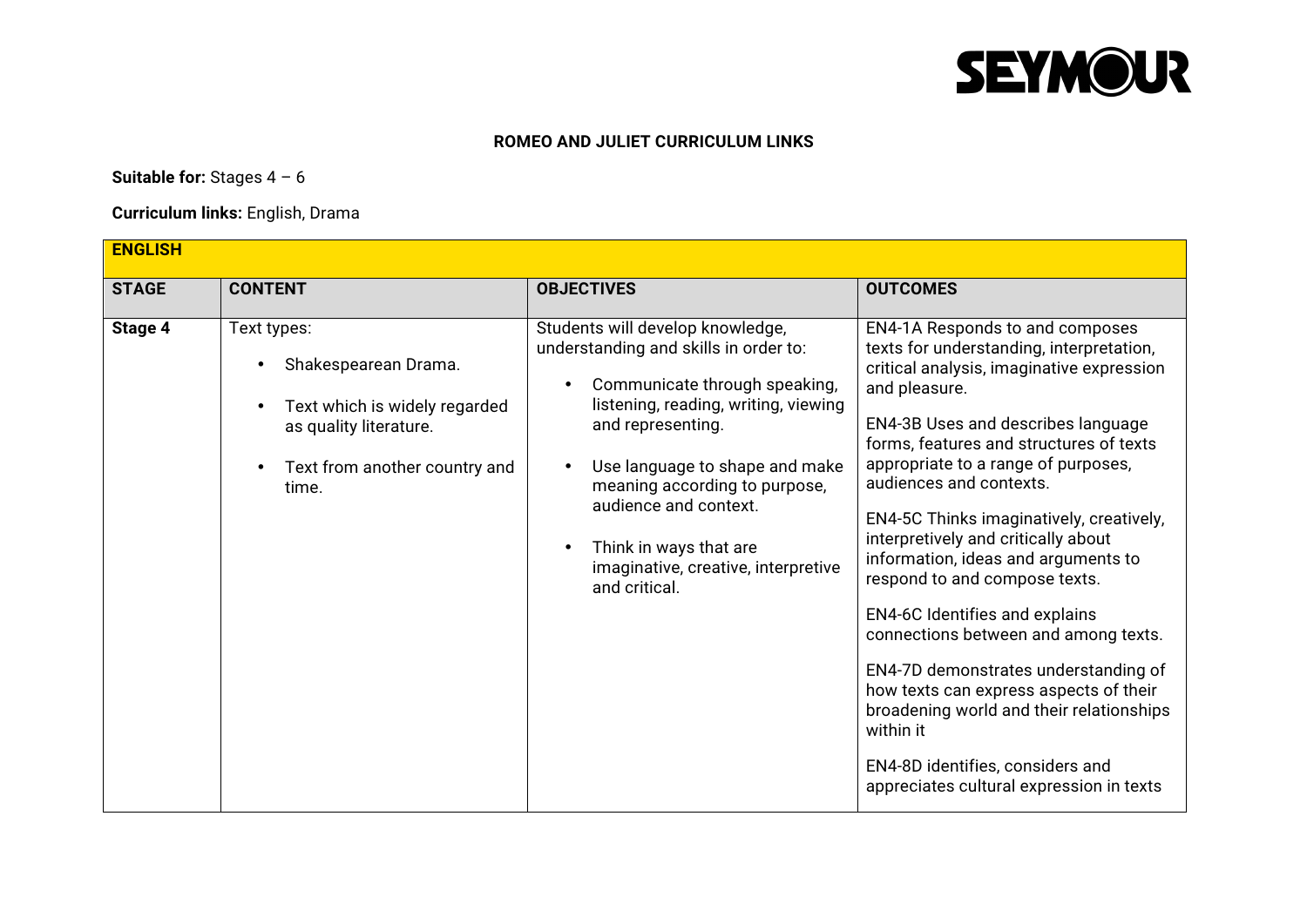# ROMEO AND JULIET CURRICULUM LINKS

**Suitable for:** Stages 4 – 6

**Curriculum links:** English, Drama

| **ENGLISH** | | | |
|---|---|---|---|
| **STAGE** | **CONTENT** | **OBJECTIVES** | **OUTCOMES** |
| **Stage 4** | Text types:<br>• Shakespearean Drama.<br>• Text which is widely regarded as quality literature.<br>• Text from another country and time. | Students will develop knowledge, understanding and skills in order to:<br>• Communicate through speaking, listening, reading, writing, viewing and representing.<br>• Use language to shape and make meaning according to purpose, audience and context.<br>• Think in ways that are imaginative, creative, interpretive and critical. | EN4-1A Responds to and composes texts for understanding, interpretation, critical analysis, imaginative expression and pleasure.<br><br>EN4-3B Uses and describes language forms, features and structures of texts appropriate to a range of purposes, audiences and contexts.<br><br>EN4-5C Thinks imaginatively, creatively, interpretively and critically about information, ideas and arguments to respond to and compose texts.<br><br>EN4-6C Identifies and explains connections between and among texts.<br><br>EN4-7D demonstrates understanding of how texts can express aspects of their broadening world and their relationships within it<br><br>EN4-8D identifies, considers and appreciates cultural expression in texts |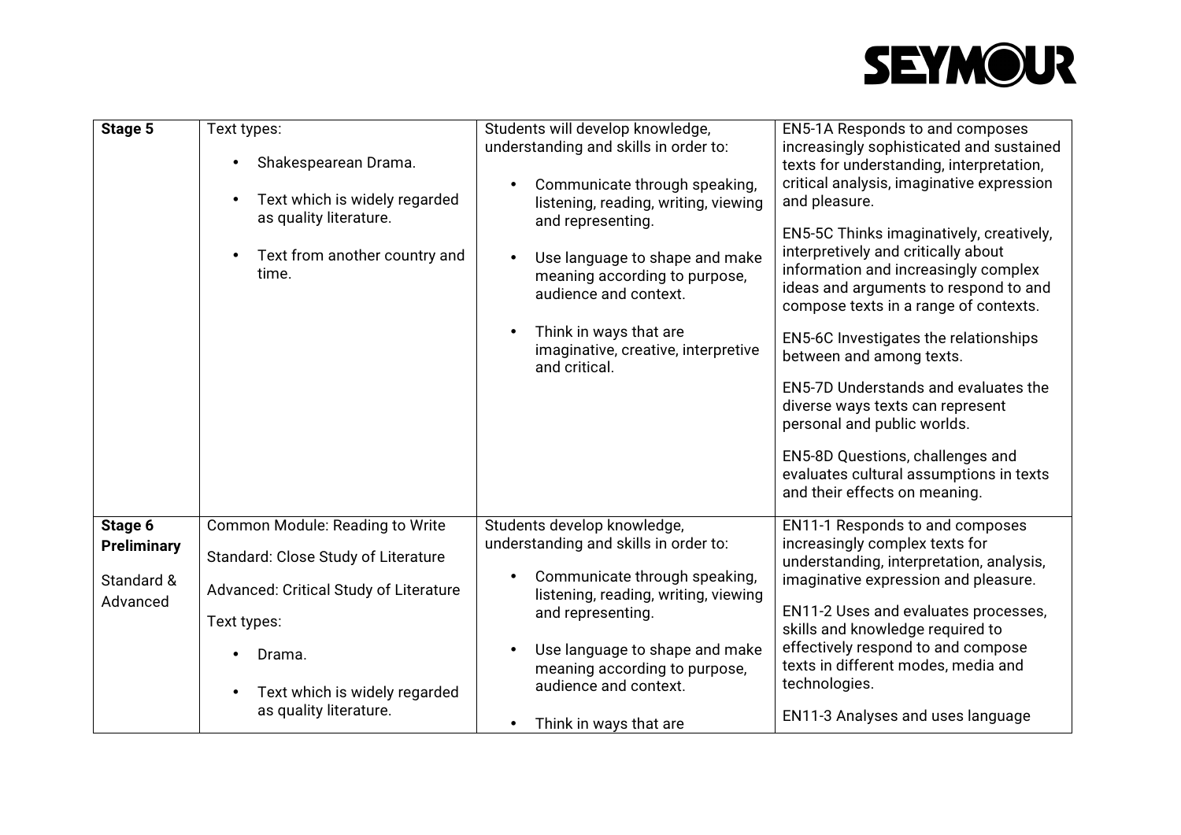| Stage 5 | Text types:<br>• Shakespearean Drama.<br>• Text which is widely regarded as quality literature.<br>• Text from another country and time. | Students will develop knowledge, understanding and skills in order to:<br>• Communicate through speaking, listening, reading, writing, viewing and representing.<br>• Use language to shape and make meaning according to purpose, audience and context.<br>• Think in ways that are imaginative, creative, interpretive and critical. | EN5-1A Responds to and composes increasingly sophisticated and sustained texts for understanding, interpretation, critical analysis, imaginative expression and pleasure.<br>EN5-5C Thinks imaginatively, creatively, interpretively and critically about information and increasingly complex ideas and arguments to respond to and compose texts in a range of contexts.<br>EN5-6C Investigates the relationships between and among texts.<br>EN5-7D Understands and evaluates the diverse ways texts can represent personal and public worlds.<br>EN5-8D Questions, challenges and evaluates cultural assumptions in texts and their effects on meaning. |
|---|---|---|---|
| **Stage 6 Preliminary**<br>Standard & Advanced | Common Module: Reading to Write<br>Standard: Close Study of Literature<br>Advanced: Critical Study of Literature<br>Text types:<br>• Drama.<br>• Text which is widely regarded as quality literature. | Students develop knowledge, understanding and skills in order to:<br>• Communicate through speaking, listening, reading, writing, viewing and representing.<br>• Use language to shape and make meaning according to purpose, audience and context.<br>• Think in ways that are | EN11-1 Responds to and composes increasingly complex texts for understanding, interpretation, analysis, imaginative expression and pleasure.<br>EN11-2 Uses and evaluates processes, skills and knowledge required to effectively respond to and compose texts in different modes, media and technologies.<br>EN11-3 Analyses and uses language |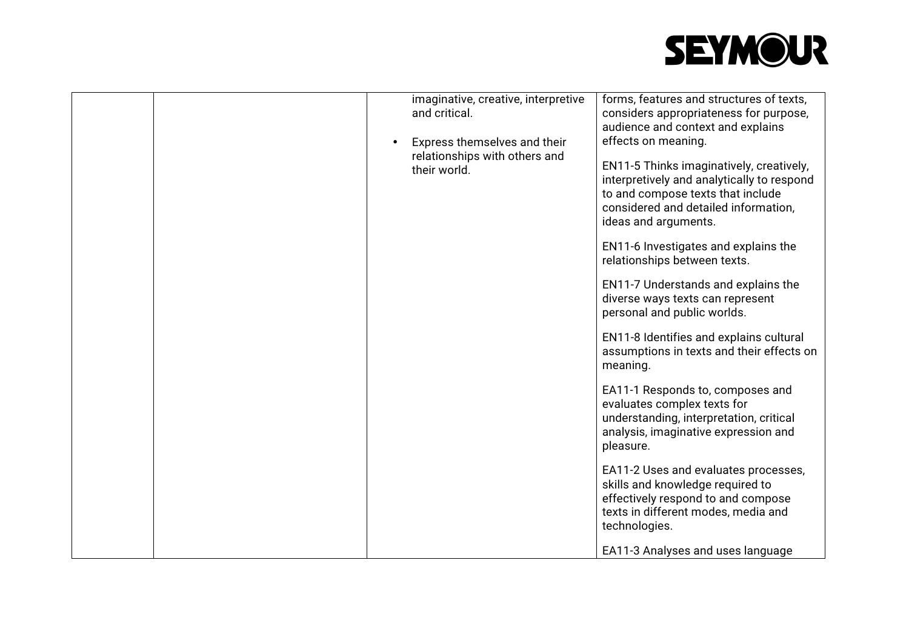|  |  |  |  |
|---|---|---|---|
|  |  | imaginative, creative, interpretive and critical.<br><br>• Express themselves and their relationships with others and their world. | forms, features and structures of texts, considers appropriateness for purpose, audience and context and explains effects on meaning.<br><br>EN11-5 Thinks imaginatively, creatively, interpretively and analytically to respond to and compose texts that include considered and detailed information, ideas and arguments.<br><br>EN11-6 Investigates and explains the relationships between texts.<br><br>EN11-7 Understands and explains the diverse ways texts can represent personal and public worlds.<br><br>EN11-8 Identifies and explains cultural assumptions in texts and their effects on meaning.<br><br>EA11-1 Responds to, composes and evaluates complex texts for understanding, interpretation, critical analysis, imaginative expression and pleasure.<br><br>EA11-2 Uses and evaluates processes, skills and knowledge required to effectively respond to and compose texts in different modes, media and technologies.<br><br>EA11-3 Analyses and uses language |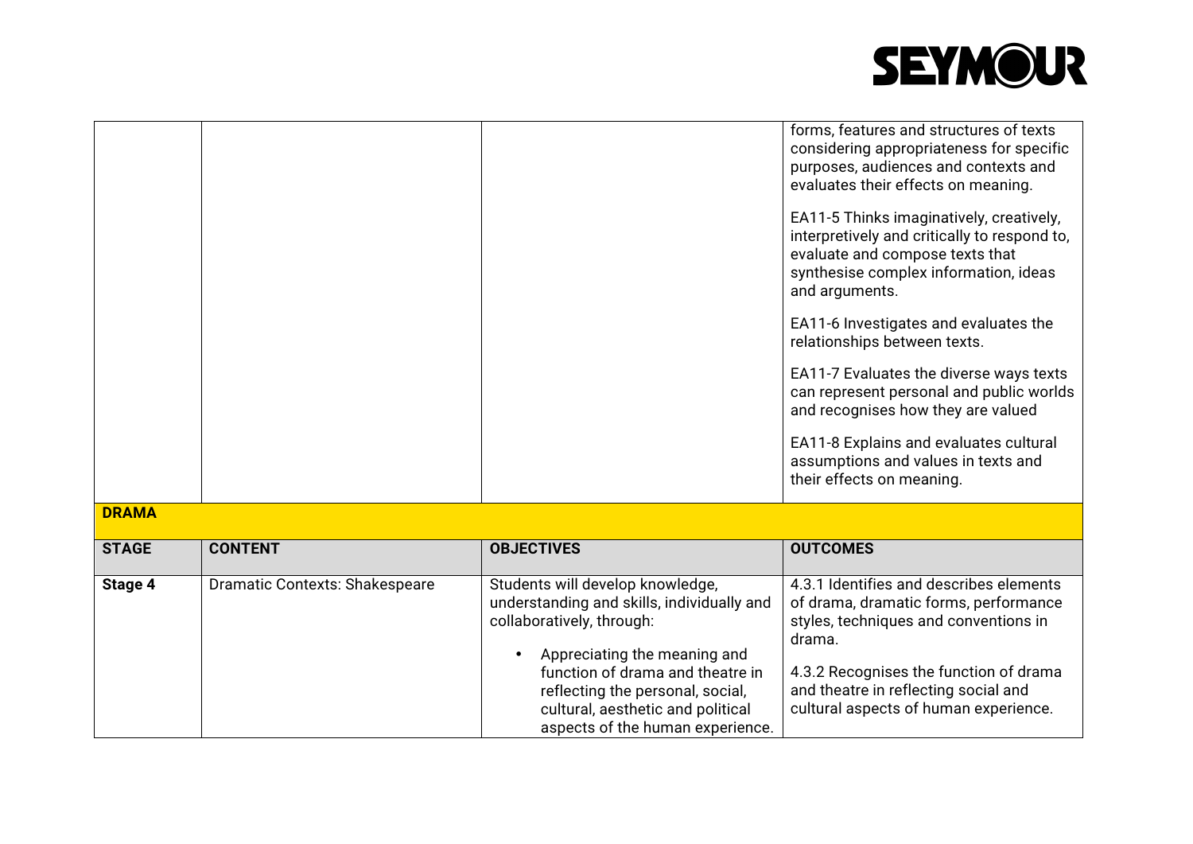|  |  |  | forms, features and structures of texts considering appropriateness for specific purposes, audiences and contexts and evaluates their effects on meaning.<br><br>EA11-5 Thinks imaginatively, creatively, interpretively and critically to respond to, evaluate and compose texts that synthesise complex information, ideas and arguments.<br><br>EA11-6 Investigates and evaluates the relationships between texts.<br><br>EA11-7 Evaluates the diverse ways texts can represent personal and public worlds and recognises how they are valued<br><br>EA11-8 Explains and evaluates cultural assumptions and values in texts and their effects on meaning. |
|---|---|---|---|
| **DRAMA** |  |  |  |
| **STAGE** | **CONTENT** | **OBJECTIVES** | **OUTCOMES** |
| **Stage 4** | Dramatic Contexts: Shakespeare | Students will develop knowledge, understanding and skills, individually and collaboratively, through:<br><br>• Appreciating the meaning and function of drama and theatre in reflecting the personal, social, cultural, aesthetic and political aspects of the human experience. | 4.3.1 Identifies and describes elements of drama, dramatic forms, performance styles, techniques and conventions in drama.<br><br>4.3.2 Recognises the function of drama and theatre in reflecting social and cultural aspects of human experience. |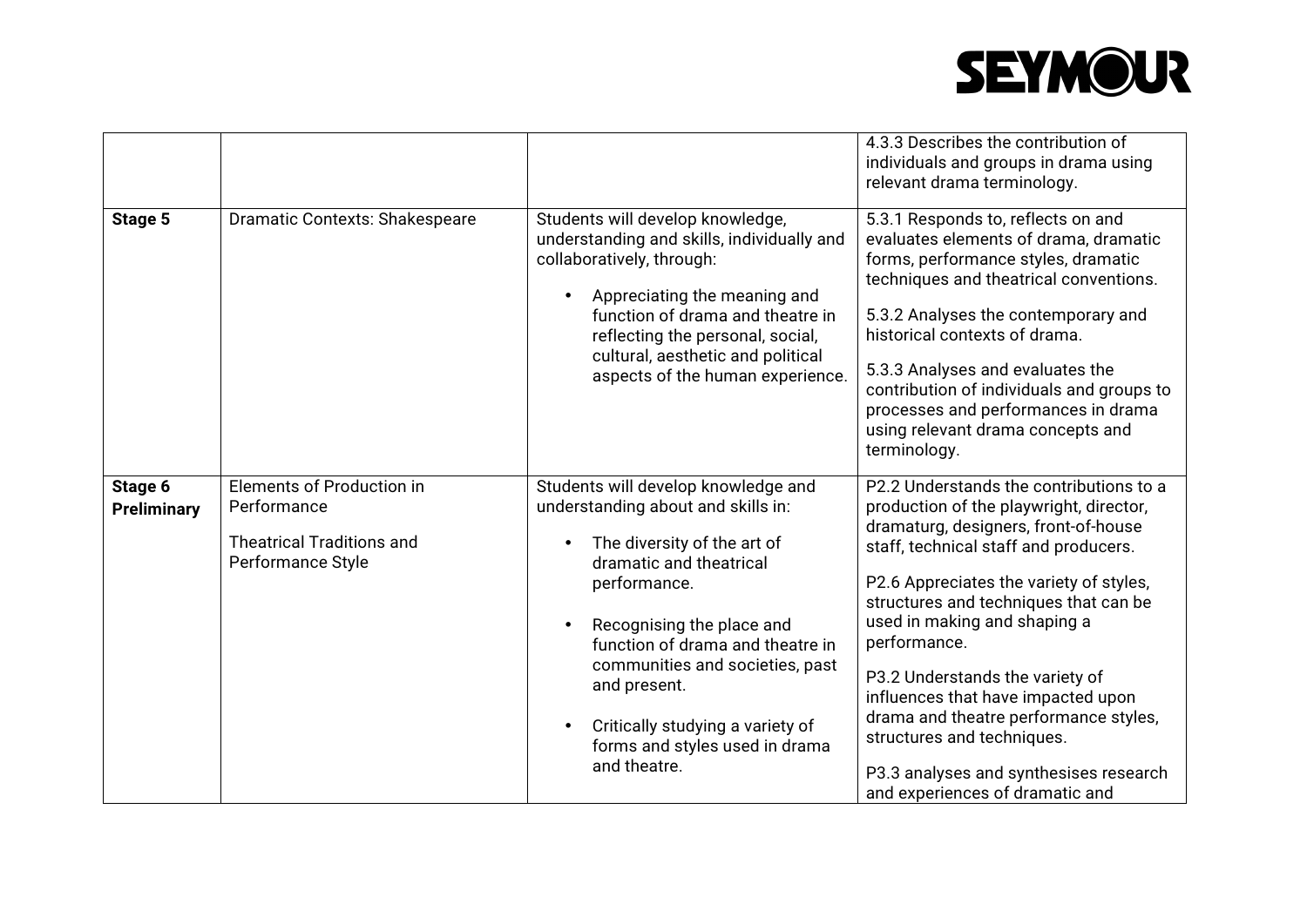|  |  |  | 4.3.3 Describes the contribution of individuals and groups in drama using relevant drama terminology. |
|---|---|---|---|
| **Stage 5** | Dramatic Contexts: Shakespeare | Students will develop knowledge, understanding and skills, individually and collaboratively, through:<br><br>• Appreciating the meaning and function of drama and theatre in reflecting the personal, social, cultural, aesthetic and political aspects of the human experience. | 5.3.1 Responds to, reflects on and evaluates elements of drama, dramatic forms, performance styles, dramatic techniques and theatrical conventions.<br><br>5.3.2 Analyses the contemporary and historical contexts of drama.<br><br>5.3.3 Analyses and evaluates the contribution of individuals and groups to processes and performances in drama using relevant drama concepts and terminology. |
| **Stage 6 Preliminary** | Elements of Production in Performance<br><br>Theatrical Traditions and Performance Style | Students will develop knowledge and understanding about and skills in:<br><br>• The diversity of the art of dramatic and theatrical performance.<br><br>• Recognising the place and function of drama and theatre in communities and societies, past and present.<br><br>• Critically studying a variety of forms and styles used in drama and theatre. | P2.2 Understands the contributions to a production of the playwright, director, dramaturg, designers, front-of-house staff, technical staff and producers.<br><br>P2.6 Appreciates the variety of styles, structures and techniques that can be used in making and shaping a performance.<br><br>P3.2 Understands the variety of influences that have impacted upon drama and theatre performance styles, structures and techniques.<br><br>P3.3 analyses and synthesises research and experiences of dramatic and |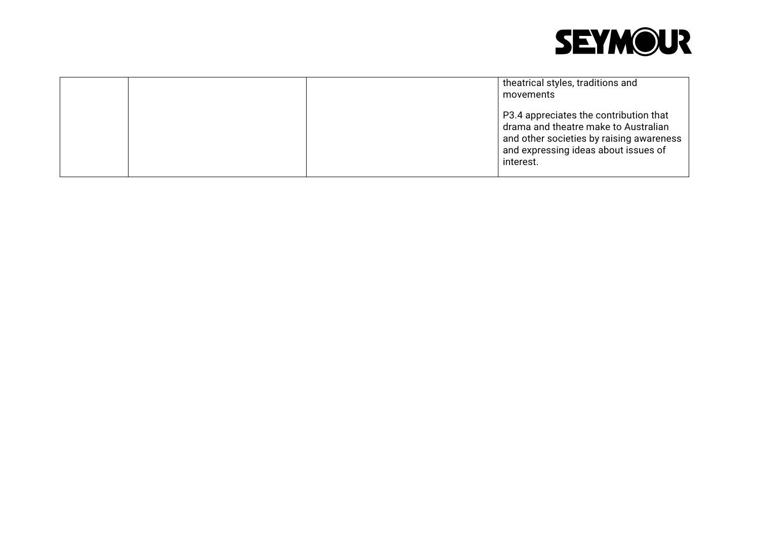| | | | |
|---|---|---|---|
| | | | theatrical styles, traditions and movements<br><br>P3.4 appreciates the contribution that drama and theatre make to Australian and other societies by raising awareness and expressing ideas about issues of interest. |